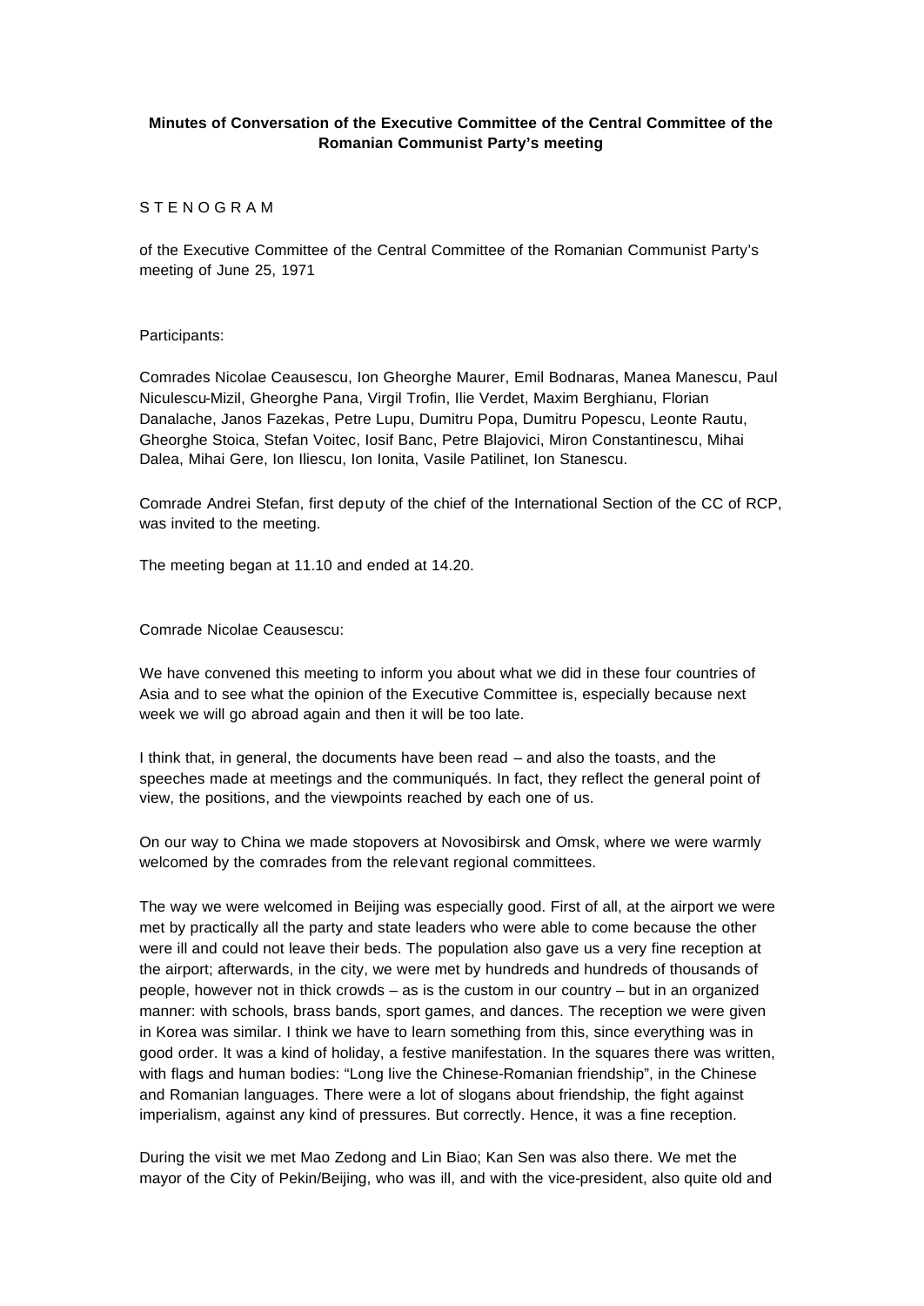**Minutes of Conversation of the Executive Committee of the Central Committee of the Romanian Communist Party's meeting**

S T E N O G R A M

of the Executive Committee of the Central Committee of the Romanian Communist Party's meeting of June 25, 1971

Participants:

Comrades Nicolae Ceausescu, Ion Gheorghe Maurer, Emil Bodnaras, Manea Manescu, Paul Niculescu-Mizil, Gheorghe Pana, Virgil Trofin, Ilie Verdet, Maxim Berghianu, Florian Danalache, Janos Fazekas, Petre Lupu, Dumitru Popa, Dumitru Popescu, Leonte Rautu, Gheorghe Stoica, Stefan Voitec, Iosif Banc, Petre Blajovici, Miron Constantinescu, Mihai Dalea, Mihai Gere, Ion Iliescu, Ion Ionita, Vasile Patilinet, Ion Stanescu.

Comrade Andrei Stefan, first deputy of the chief of the International Section of the CC of RCP, was invited to the meeting.

The meeting began at 11.10 and ended at 14.20.

Comrade Nicolae Ceausescu:

We have convened this meeting to inform you about what we did in these four countries of Asia and to see what the opinion of the Executive Committee is, especially because next week we will go abroad again and then it will be too late.

I think that, in general, the documents have been read – and also the toasts, and the speeches made at meetings and the communiqués. In fact, they reflect the general point of view, the positions, and the viewpoints reached by each one of us.

On our way to China we made stopovers at Novosibirsk and Omsk, where we were warmly welcomed by the comrades from the relevant regional committees.

The way we were welcomed in Beijing was especially good. First of all, at the airport we were met by practically all the party and state leaders who were able to come because the other were ill and could not leave their beds. The population also gave us a very fine reception at the airport; afterwards, in the city, we were met by hundreds and hundreds of thousands of people, however not in thick crowds – as is the custom in our country – but in an organized manner: with schools, brass bands, sport games, and dances. The reception we were given in Korea was similar. I think we have to learn something from this, since everything was in good order. It was a kind of holiday, a festive manifestation. In the squares there was written, with flags and human bodies: "Long live the Chinese-Romanian friendship", in the Chinese and Romanian languages. There were a lot of slogans about friendship, the fight against imperialism, against any kind of pressures. But correctly. Hence, it was a fine reception.

During the visit we met Mao Zedong and Lin Biao; Kan Sen was also there. We met the mayor of the City of Pekin/Beijing, who was ill, and with the vice-president, also quite old and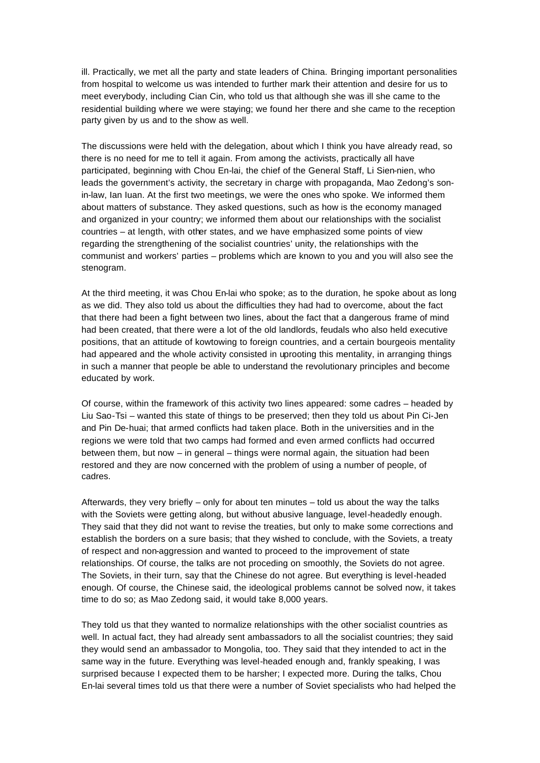ill. Practically, we met all the party and state leaders of China. Bringing important personalities from hospital to welcome us was intended to further mark their attention and desire for us to meet everybody, including Cian Cin, who told us that although she was ill she came to the residential building where we were staying; we found her there and she came to the reception party given by us and to the show as well.

The discussions were held with the delegation, about which I think you have already read, so there is no need for me to tell it again. From among the activists, practically all have participated, beginning with Chou En-lai, the chief of the General Staff, Li Sien-nien, who leads the government's activity, the secretary in charge with propaganda, Mao Zedong's son-in-law, Ian Iuan. At the first two meetings, we were the ones who spoke. We informed them about matters of substance. They asked questions, such as how is the economy managed and organized in your country; we informed them about our relationships with the socialist countries – at length, with other states, and we have emphasized some points of view regarding the strengthening of the socialist countries' unity, the relationships with the communist and workers' parties – problems which are known to you and you will also see the stenogram.

At the third meeting, it was Chou En-lai who spoke; as to the duration, he spoke about as long as we did. They also told us about the difficulties they had had to overcome, about the fact that there had been a fight between two lines, about the fact that a dangerous frame of mind had been created, that there were a lot of the old landlords, feudals who also held executive positions, that an attitude of kowtowing to foreign countries, and a certain bourgeois mentality had appeared and the whole activity consisted in uprooting this mentality, in arranging things in such a manner that people be able to understand the revolutionary principles and become educated by work.

Of course, within the framework of this activity two lines appeared: some cadres – headed by Liu Sao-Tsi – wanted this state of things to be preserved; then they told us about Pin Ci-Jen and Pin De-huai; that armed conflicts had taken place. Both in the universities and in the regions we were told that two camps had formed and even armed conflicts had occurred between them, but now – in general – things were normal again, the situation had been restored and they are now concerned with the problem of using a number of people, of cadres.

Afterwards, they very briefly – only for about ten minutes – told us about the way the talks with the Soviets were getting along, but without abusive language, level-headedly enough. They said that they did not want to revise the treaties, but only to make some corrections and establish the borders on a sure basis; that they wished to conclude, with the Soviets, a treaty of respect and non-aggression and wanted to proceed to the improvement of state relationships. Of course, the talks are not proceding on smoothly, the Soviets do not agree. The Soviets, in their turn, say that the Chinese do not agree. But everything is level-headed enough. Of course, the Chinese said, the ideological problems cannot be solved now, it takes time to do so; as Mao Zedong said, it would take 8,000 years.

They told us that they wanted to normalize relationships with the other socialist countries as well. In actual fact, they had already sent ambassadors to all the socialist countries; they said they would send an ambassador to Mongolia, too. They said that they intended to act in the same way in the future. Everything was level-headed enough and, frankly speaking, I was surprised because I expected them to be harsher; I expected more. During the talks, Chou En-lai several times told us that there were a number of Soviet specialists who had helped the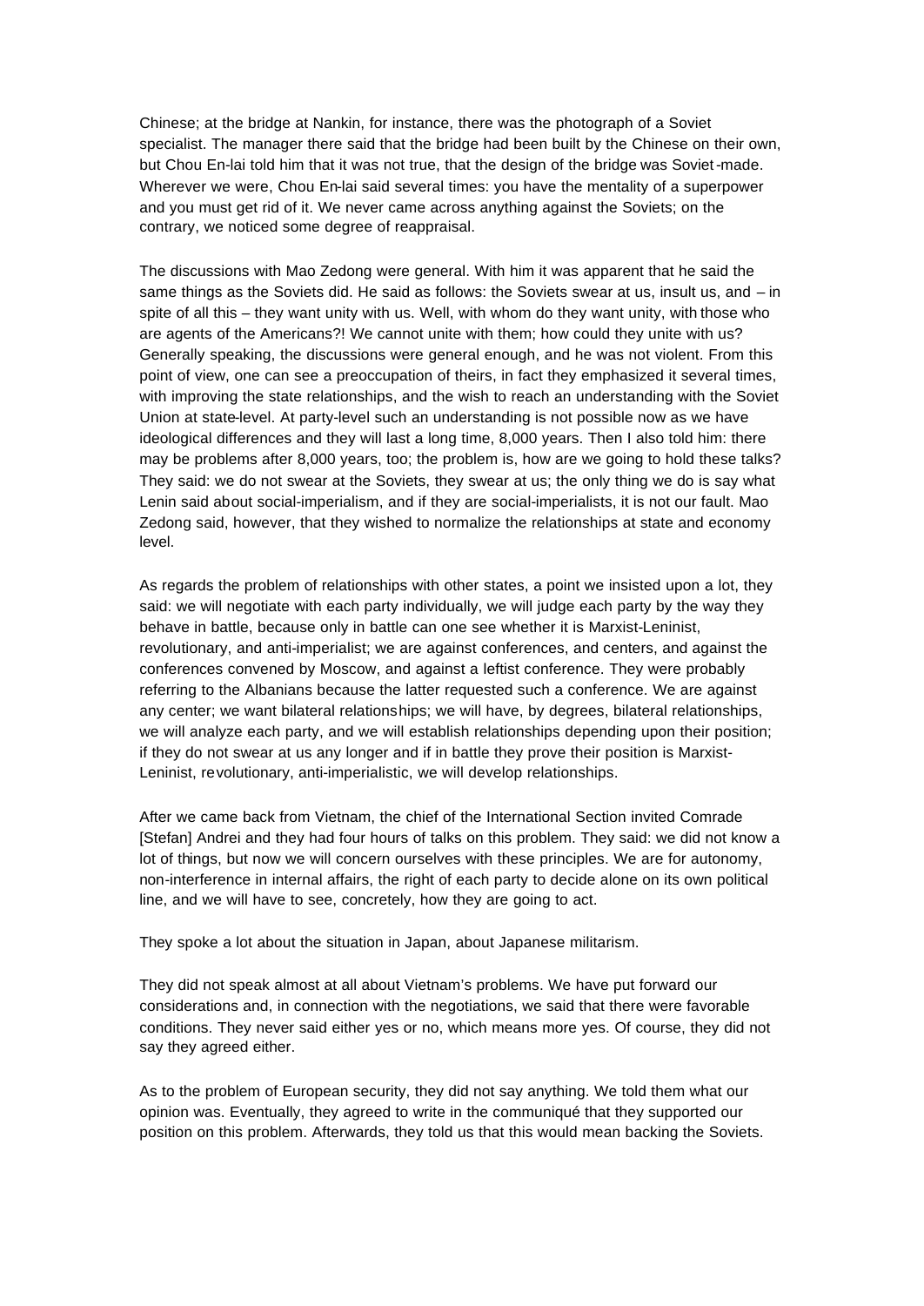Chinese; at the bridge at Nankin, for instance, there was the photograph of a Soviet specialist. The manager there said that the bridge had been built by the Chinese on their own, but Chou En-lai told him that it was not true, that the design of the bridge was Soviet-made. Wherever we were, Chou En-lai said several times: you have the mentality of a superpower and you must get rid of it. We never came across anything against the Soviets; on the contrary, we noticed some degree of reappraisal.

The discussions with Mao Zedong were general. With him it was apparent that he said the same things as the Soviets did. He said as follows: the Soviets swear at us, insult us, and – in spite of all this – they want unity with us. Well, with whom do they want unity, with those who are agents of the Americans?! We cannot unite with them; how could they unite with us? Generally speaking, the discussions were general enough, and he was not violent. From this point of view, one can see a preoccupation of theirs, in fact they emphasized it several times, with improving the state relationships, and the wish to reach an understanding with the Soviet Union at state-level. At party-level such an understanding is not possible now as we have ideological differences and they will last a long time, 8,000 years. Then I also told him: there may be problems after 8,000 years, too; the problem is, how are we going to hold these talks? They said: we do not swear at the Soviets, they swear at us; the only thing we do is say what Lenin said about social-imperialism, and if they are social-imperialists, it is not our fault. Mao Zedong said, however, that they wished to normalize the relationships at state and economy level.

As regards the problem of relationships with other states, a point we insisted upon a lot, they said: we will negotiate with each party individually, we will judge each party by the way they behave in battle, because only in battle can one see whether it is Marxist-Leninist, revolutionary, and anti-imperialist; we are against conferences, and centers, and against the conferences convened by Moscow, and against a leftist conference. They were probably referring to the Albanians because the latter requested such a conference. We are against any center; we want bilateral relationships; we will have, by degrees, bilateral relationships, we will analyze each party, and we will establish relationships depending upon their position; if they do not swear at us any longer and if in battle they prove their position is Marxist-Leninist, revolutionary, anti-imperialistic, we will develop relationships.

After we came back from Vietnam, the chief of the International Section invited Comrade [Stefan] Andrei and they had four hours of talks on this problem. They said: we did not know a lot of things, but now we will concern ourselves with these principles. We are for autonomy, non-interference in internal affairs, the right of each party to decide alone on its own political line, and we will have to see, concretely, how they are going to act.

They spoke a lot about the situation in Japan, about Japanese militarism.

They did not speak almost at all about Vietnam's problems. We have put forward our considerations and, in connection with the negotiations, we said that there were favorable conditions. They never said either yes or no, which means more yes. Of course, they did not say they agreed either.

As to the problem of European security, they did not say anything. We told them what our opinion was. Eventually, they agreed to write in the communiqué that they supported our position on this problem. Afterwards, they told us that this would mean backing the Soviets.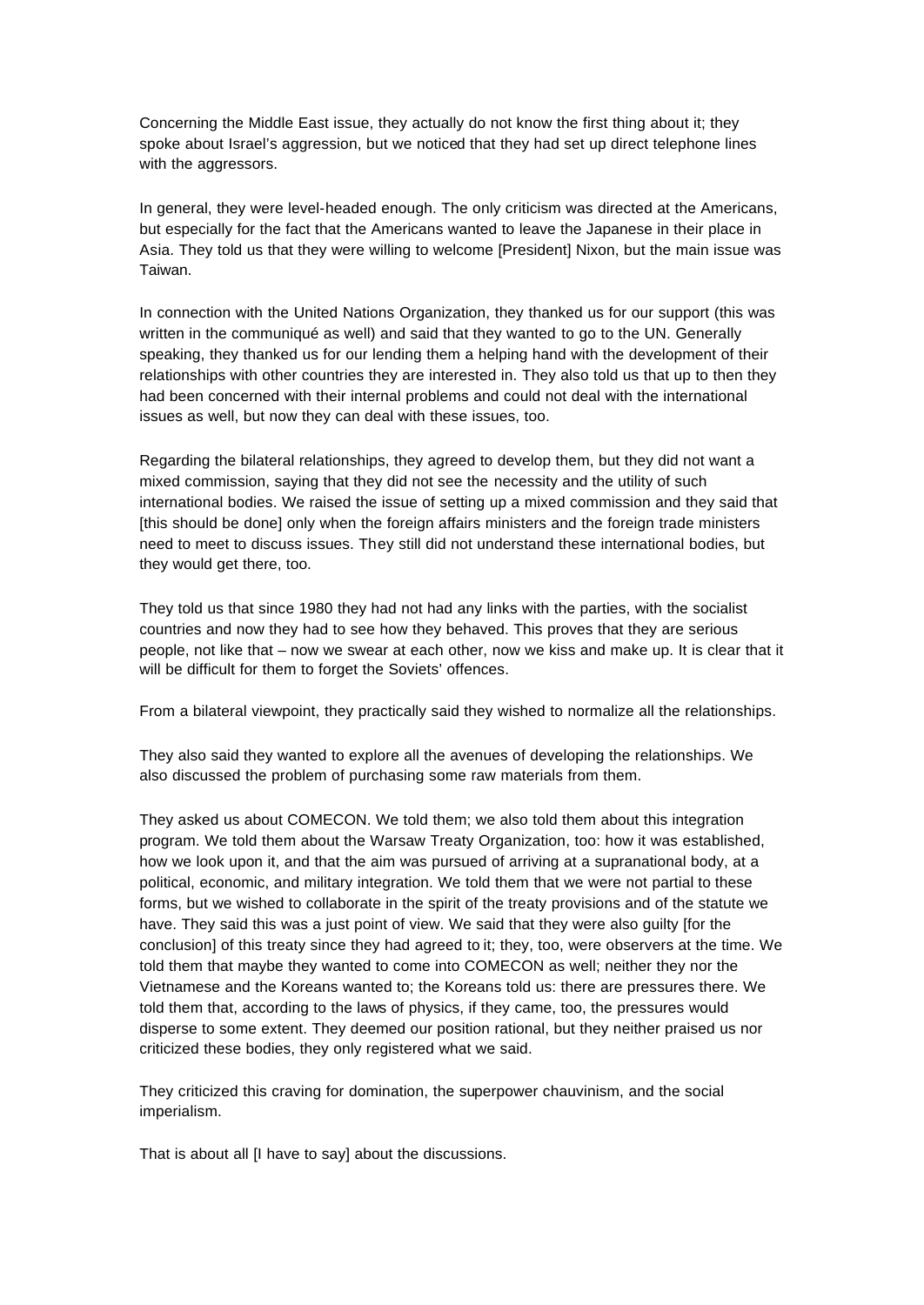Concerning the Middle East issue, they actually do not know the first thing about it; they spoke about Israel's aggression, but we noticed that they had set up direct telephone lines with the aggressors.

In general, they were level-headed enough. The only criticism was directed at the Americans, but especially for the fact that the Americans wanted to leave the Japanese in their place in Asia. They told us that they were willing to welcome [President] Nixon, but the main issue was Taiwan.

In connection with the United Nations Organization, they thanked us for our support (this was written in the communiqué as well) and said that they wanted to go to the UN. Generally speaking, they thanked us for our lending them a helping hand with the development of their relationships with other countries they are interested in. They also told us that up to then they had been concerned with their internal problems and could not deal with the international issues as well, but now they can deal with these issues, too.

Regarding the bilateral relationships, they agreed to develop them, but they did not want a mixed commission, saying that they did not see the necessity and the utility of such international bodies. We raised the issue of setting up a mixed commission and they said that [this should be done] only when the foreign affairs ministers and the foreign trade ministers need to meet to discuss issues. They still did not understand these international bodies, but they would get there, too.

They told us that since 1980 they had not had any links with the parties, with the socialist countries and now they had to see how they behaved. This proves that they are serious people, not like that – now we swear at each other, now we kiss and make up. It is clear that it will be difficult for them to forget the Soviets' offences.

From a bilateral viewpoint, they practically said they wished to normalize all the relationships.

They also said they wanted to explore all the avenues of developing the relationships. We also discussed the problem of purchasing some raw materials from them.

They asked us about COMECON. We told them; we also told them about this integration program. We told them about the Warsaw Treaty Organization, too: how it was established, how we look upon it, and that the aim was pursued of arriving at a supranational body, at a political, economic, and military integration. We told them that we were not partial to these forms, but we wished to collaborate in the spirit of the treaty provisions and of the statute we have. They said this was a just point of view. We said that they were also guilty [for the conclusion] of this treaty since they had agreed to it; they, too, were observers at the time. We told them that maybe they wanted to come into COMECON as well; neither they nor the Vietnamese and the Koreans wanted to; the Koreans told us: there are pressures there. We told them that, according to the laws of physics, if they came, too, the pressures would disperse to some extent. They deemed our position rational, but they neither praised us nor criticized these bodies, they only registered what we said.

They criticized this craving for domination, the superpower chauvinism, and the social imperialism.

That is about all [I have to say] about the discussions.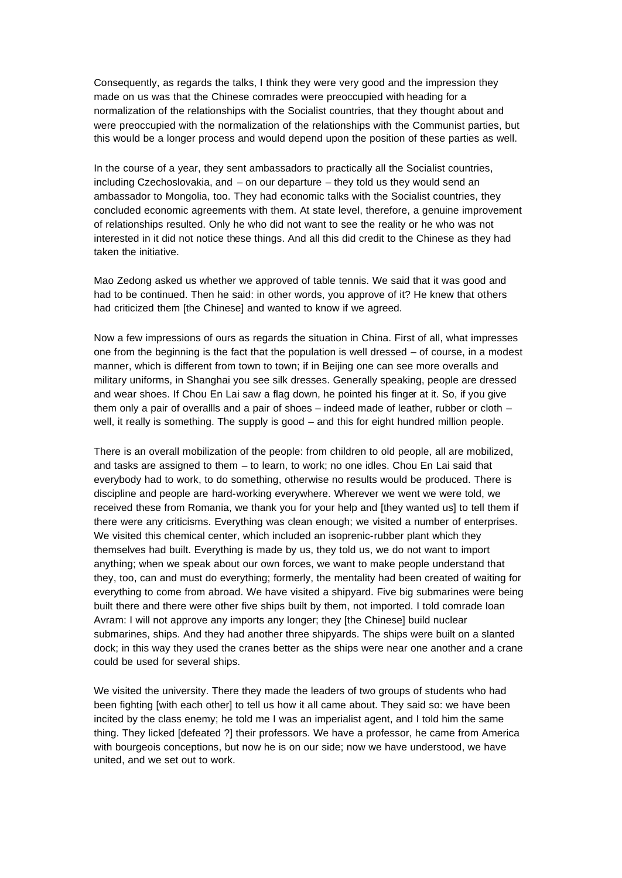Consequently, as regards the talks, I think they were very good and the impression they made on us was that the Chinese comrades were preoccupied with heading for a normalization of the relationships with the Socialist countries, that they thought about and were preoccupied with the normalization of the relationships with the Communist parties, but this would be a longer process and would depend upon the position of these parties as well.

In the course of a year, they sent ambassadors to practically all the Socialist countries, including Czechoslovakia, and – on our departure – they told us they would send an ambassador to Mongolia, too. They had economic talks with the Socialist countries, they concluded economic agreements with them. At state level, therefore, a genuine improvement of relationships resulted. Only he who did not want to see the reality or he who was not interested in it did not notice these things. And all this did credit to the Chinese as they had taken the initiative.

Mao Zedong asked us whether we approved of table tennis. We said that it was good and had to be continued. Then he said: in other words, you approve of it? He knew that others had criticized them [the Chinese] and wanted to know if we agreed.

Now a few impressions of ours as regards the situation in China. First of all, what impresses one from the beginning is the fact that the population is well dressed – of course, in a modest manner, which is different from town to town; if in Beijing one can see more overalls and military uniforms, in Shanghai you see silk dresses. Generally speaking, people are dressed and wear shoes. If Chou En Lai saw a flag down, he pointed his finger at it. So, if you give them only a pair of overallls and a pair of shoes – indeed made of leather, rubber or cloth – well, it really is something. The supply is good – and this for eight hundred million people.

There is an overall mobilization of the people: from children to old people, all are mobilized, and tasks are assigned to them – to learn, to work; no one idles. Chou En Lai said that everybody had to work, to do something, otherwise no results would be produced. There is discipline and people are hard-working everywhere. Wherever we went we were told, we received these from Romania, we thank you for your help and [they wanted us] to tell them if there were any criticisms. Everything was clean enough; we visited a number of enterprises. We visited this chemical center, which included an isoprenic-rubber plant which they themselves had built. Everything is made by us, they told us, we do not want to import anything; when we speak about our own forces, we want to make people understand that they, too, can and must do everything; formerly, the mentality had been created of waiting for everything to come from abroad. We have visited a shipyard. Five big submarines were being built there and there were other five ships built by them, not imported. I told comrade Ioan Avram: I will not approve any imports any longer; they [the Chinese] build nuclear submarines, ships. And they had another three shipyards. The ships were built on a slanted dock; in this way they used the cranes better as the ships were near one another and a crane could be used for several ships.

We visited the university. There they made the leaders of two groups of students who had been fighting [with each other] to tell us how it all came about. They said so: we have been incited by the class enemy; he told me I was an imperialist agent, and I told him the same thing. They licked [defeated ?] their professors. We have a professor, he came from America with bourgeois conceptions, but now he is on our side; now we have understood, we have united, and we set out to work.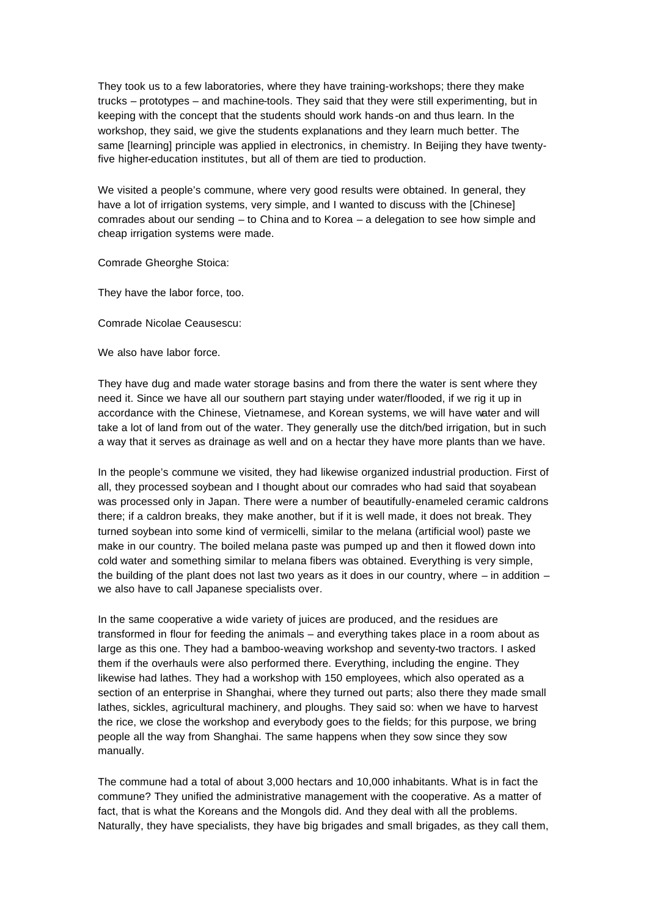They took us to a few laboratories, where they have training-workshops; there they make trucks – prototypes – and machine-tools. They said that they were still experimenting, but in keeping with the concept that the students should work hands-on and thus learn. In the workshop, they said, we give the students explanations and they learn much better. The same [learning] principle was applied in electronics, in chemistry. In Beijing they have twenty-five higher-education institutes, but all of them are tied to production.

We visited a people's commune, where very good results were obtained. In general, they have a lot of irrigation systems, very simple, and I wanted to discuss with the [Chinese] comrades about our sending – to China and to Korea – a delegation to see how simple and cheap irrigation systems were made.

Comrade Gheorghe Stoica:

They have the labor force, too.

Comrade Nicolae Ceausescu:

We also have labor force.

They have dug and made water storage basins and from there the water is sent where they need it. Since we have all our southern part staying under water/flooded, if we rig it up in accordance with the Chinese, Vietnamese, and Korean systems, we will have water and will take a lot of land from out of the water. They generally use the ditch/bed irrigation, but in such a way that it serves as drainage as well and on a hectar they have more plants than we have.

In the people's commune we visited, they had likewise organized industrial production. First of all, they processed soybean and I thought about our comrades who had said that soyabean was processed only in Japan. There were a number of beautifully-enameled ceramic caldrons there; if a caldron breaks, they make another, but if it is well made, it does not break. They turned soybean into some kind of vermicelli, similar to the melana (artificial wool) paste we make in our country. The boiled melana paste was pumped up and then it flowed down into cold water and something similar to melana fibers was obtained. Everything is very simple, the building of the plant does not last two years as it does in our country, where – in addition – we also have to call Japanese specialists over.

In the same cooperative a wide variety of juices are produced, and the residues are transformed in flour for feeding the animals – and everything takes place in a room about as large as this one. They had a bamboo-weaving workshop and seventy-two tractors. I asked them if the overhauls were also performed there. Everything, including the engine. They likewise had lathes. They had a workshop with 150 employees, which also operated as a section of an enterprise in Shanghai, where they turned out parts; also there they made small lathes, sickles, agricultural machinery, and ploughs. They said so: when we have to harvest the rice, we close the workshop and everybody goes to the fields; for this purpose, we bring people all the way from Shanghai. The same happens when they sow since they sow manually.

The commune had a total of about 3,000 hectares and 10,000 inhabitants. What is in fact the commune? They unified the administrative management with the cooperative. As a matter of fact, that is what the Koreans and the Mongols did. And they deal with all the problems. Naturally, they have specialists, they have big brigades and small brigades, as they call them,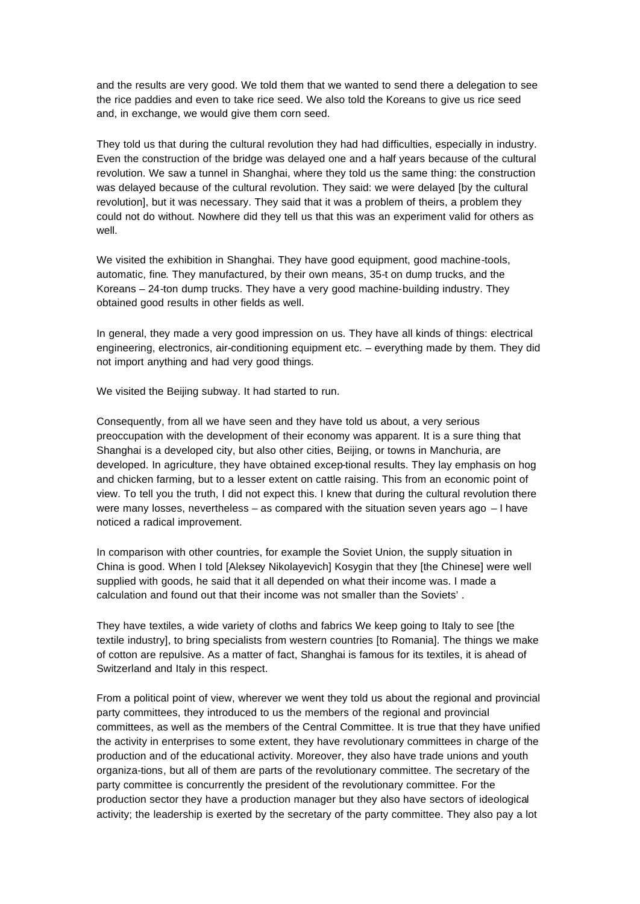and the results are very good. We told them that we wanted to send there a delegation to see the rice paddies and even to take rice seed. We also told the Koreans to give us rice seed and, in exchange, we would give them corn seed.

They told us that during the cultural revolution they had had difficulties, especially in industry. Even the construction of the bridge was delayed one and a half years because of the cultural revolution. We saw a tunnel in Shanghai, where they told us the same thing: the construction was delayed because of the cultural revolution. They said: we were delayed [by the cultural revolution], but it was necessary. They said that it was a problem of theirs, a problem they could not do without. Nowhere did they tell us that this was an experiment valid for others as well.

We visited the exhibition in Shanghai. They have good equipment, good machine-tools, automatic, fine. They manufactured, by their own means, 35-t on dump trucks, and the Koreans – 24-ton dump trucks. They have a very good machine-building industry. They obtained good results in other fields as well.

In general, they made a very good impression on us. They have all kinds of things: electrical engineering, electronics, air-conditioning equipment etc. – everything made by them. They did not import anything and had very good things.

We visited the Beijing subway. It had started to run.

Consequently, from all we have seen and they have told us about, a very serious preoccupation with the development of their economy was apparent. It is a sure thing that Shanghai is a developed city, but also other cities, Beijing, or towns in Manchuria, are developed. In agriculture, they have obtained excep-tional results. They lay emphasis on hog and chicken farming, but to a lesser extent on cattle raising. This from an economic point of view. To tell you the truth, I did not expect this. I knew that during the cultural revolution there were many losses, nevertheless – as compared with the situation seven years ago – I have noticed a radical improvement.

In comparison with other countries, for example the Soviet Union, the supply situation in China is good. When I told [Aleksey Nikolayevich] Kosygin that they [the Chinese] were well supplied with goods, he said that it all depended on what their income was. I made a calculation and found out that their income was not smaller than the Soviets' .

They have textiles, a wide variety of cloths and fabrics We keep going to Italy to see [the textile industry], to bring specialists from western countries [to Romania]. The things we make of cotton are repulsive. As a matter of fact, Shanghai is famous for its textiles, it is ahead of Switzerland and Italy in this respect.

From a political point of view, wherever we went they told us about the regional and provincial party committees, they introduced to us the members of the regional and provincial committees, as well as the members of the Central Committee. It is true that they have unified the activity in enterprises to some extent, they have revolutionary committees in charge of the production and of the educational activity. Moreover, they also have trade unions and youth organiza-tions, but all of them are parts of the revolutionary committee. The secretary of the party committee is concurrently the president of the revolutionary committee. For the production sector they have a production manager but they also have sectors of ideological activity; the leadership is exerted by the secretary of the party committee. They also pay a lot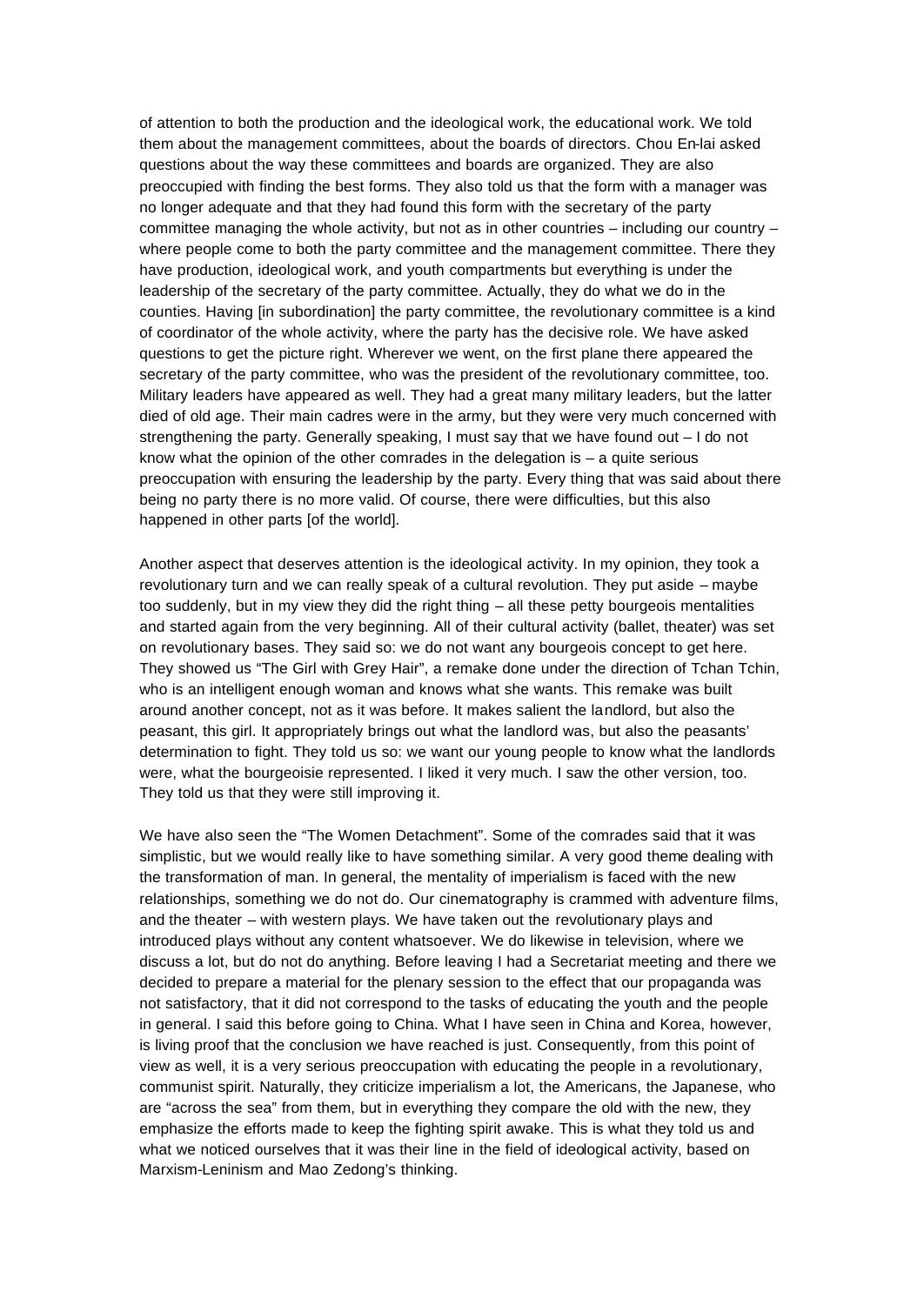of attention to both the production and the ideological work, the educational work. We told them about the management committees, about the boards of directors. Chou En-lai asked questions about the way these committees and boards are organized. They are also preoccupied with finding the best forms. They also told us that the form with a manager was no longer adequate and that they had found this form with the secretary of the party committee managing the whole activity, but not as in other countries – including our country – where people come to both the party committee and the management committee. There they have production, ideological work, and youth compartments but everything is under the leadership of the secretary of the party committee. Actually, they do what we do in the counties. Having [in subordination] the party committee, the revolutionary committee is a kind of coordinator of the whole activity, where the party has the decisive role. We have asked questions to get the picture right. Wherever we went, on the first plane there appeared the secretary of the party committee, who was the president of the revolutionary committee, too. Military leaders have appeared as well. They had a great many military leaders, but the latter died of old age. Their main cadres were in the army, but they were very much concerned with strengthening the party. Generally speaking, I must say that we have found out – I do not know what the opinion of the other comrades in the delegation is – a quite serious preoccupation with ensuring the leadership by the party. Every thing that was said about there being no party there is no more valid. Of course, there were difficulties, but this also happened in other parts [of the world].

Another aspect that deserves attention is the ideological activity. In my opinion, they took a revolutionary turn and we can really speak of a cultural revolution. They put aside – maybe too suddenly, but in my view they did the right thing – all these petty bourgeois mentalities and started again from the very beginning. All of their cultural activity (ballet, theater) was set on revolutionary bases. They said so: we do not want any bourgeois concept to get here. They showed us "The Girl with Grey Hair", a remake done under the direction of Tchan Tchin, who is an intelligent enough woman and knows what she wants. This remake was built around another concept, not as it was before. It makes salient the landlord, but also the peasant, this girl. It appropriately brings out what the landlord was, but also the peasants' determination to fight. They told us so: we want our young people to know what the landlords were, what the bourgeoisie represented. I liked it very much. I saw the other version, too. They told us that they were still improving it.

We have also seen the "The Women Detachment". Some of the comrades said that it was simplistic, but we would really like to have something similar. A very good theme dealing with the transformation of man. In general, the mentality of imperialism is faced with the new relationships, something we do not do. Our cinematography is crammed with adventure films, and the theater – with western plays. We have taken out the revolutionary plays and introduced plays without any content whatsoever. We do likewise in television, where we discuss a lot, but do not do anything. Before leaving I had a Secretariat meeting and there we decided to prepare a material for the plenary session to the effect that our propaganda was not satisfactory, that it did not correspond to the tasks of educating the youth and the people in general. I said this before going to China. What I have seen in China and Korea, however, is living proof that the conclusion we have reached is just. Consequently, from this point of view as well, it is a very serious preoccupation with educating the people in a revolutionary, communist spirit. Naturally, they criticize imperialism a lot, the Americans, the Japanese, who are "across the sea" from them, but in everything they compare the old with the new, they emphasize the efforts made to keep the fighting spirit awake. This is what they told us and what we noticed ourselves that it was their line in the field of ideological activity, based on Marxism-Leninism and Mao Zedong's thinking.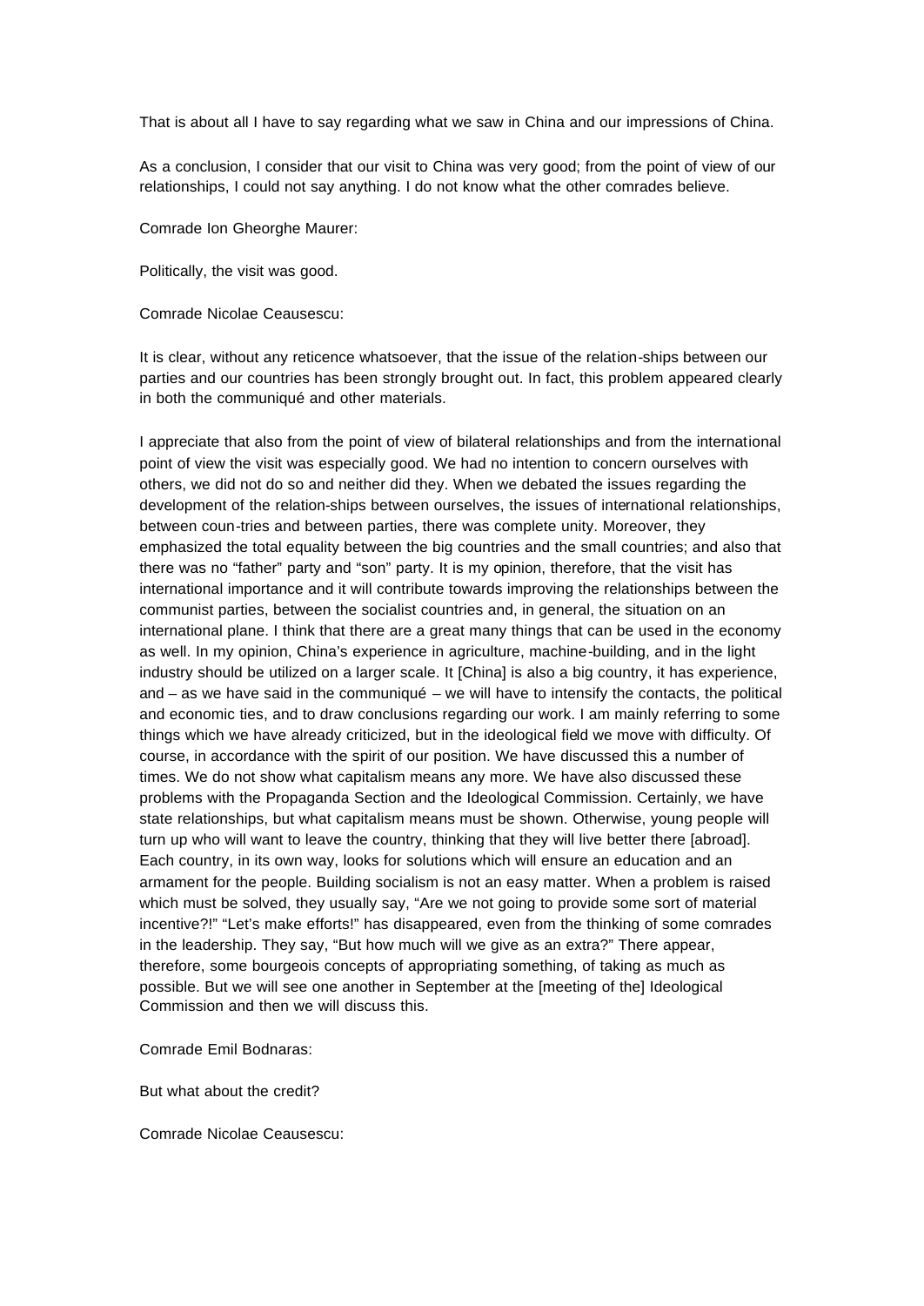That is about all I have to say regarding what we saw in China and our impressions of China.

As a conclusion, I consider that our visit to China was very good; from the point of view of our relationships, I could not say anything. I do not know what the other comrades believe.

Comrade Ion Gheorghe Maurer:

Politically, the visit was good.

Comrade Nicolae Ceausescu:

It is clear, without any reticence whatsoever, that the issue of the relation-ships between our parties and our countries has been strongly brought out. In fact, this problem appeared clearly in both the communiqué and other materials.

I appreciate that also from the point of view of bilateral relationships and from the international point of view the visit was especially good. We had no intention to concern ourselves with others, we did not do so and neither did they. When we debated the issues regarding the development of the relation-ships between ourselves, the issues of international relationships, between coun-tries and between parties, there was complete unity. Moreover, they emphasized the total equality between the big countries and the small countries; and also that there was no "father" party and "son" party. It is my opinion, therefore, that the visit has international importance and it will contribute towards improving the relationships between the communist parties, between the socialist countries and, in general, the situation on an international plane. I think that there are a great many things that can be used in the economy as well. In my opinion, China's experience in agriculture, machine-building, and in the light industry should be utilized on a larger scale. It [China] is also a big country, it has experience, and – as we have said in the communiqué – we will have to intensify the contacts, the political and economic ties, and to draw conclusions regarding our work. I am mainly referring to some things which we have already criticized, but in the ideological field we move with difficulty. Of course, in accordance with the spirit of our position. We have discussed this a number of times. We do not show what capitalism means any more. We have also discussed these problems with the Propaganda Section and the Ideological Commission. Certainly, we have state relationships, but what capitalism means must be shown. Otherwise, young people will turn up who will want to leave the country, thinking that they will live better there [abroad]. Each country, in its own way, looks for solutions which will ensure an education and an armament for the people. Building socialism is not an easy matter. When a problem is raised which must be solved, they usually say, "Are we not going to provide some sort of material incentive?!" "Let's make efforts!" has disappeared, even from the thinking of some comrades in the leadership. They say, "But how much will we give as an extra?" There appear, therefore, some bourgeois concepts of appropriating something, of taking as much as possible. But we will see one another in September at the [meeting of the] Ideological Commission and then we will discuss this.

Comrade Emil Bodnaras:

But what about the credit?

Comrade Nicolae Ceausescu: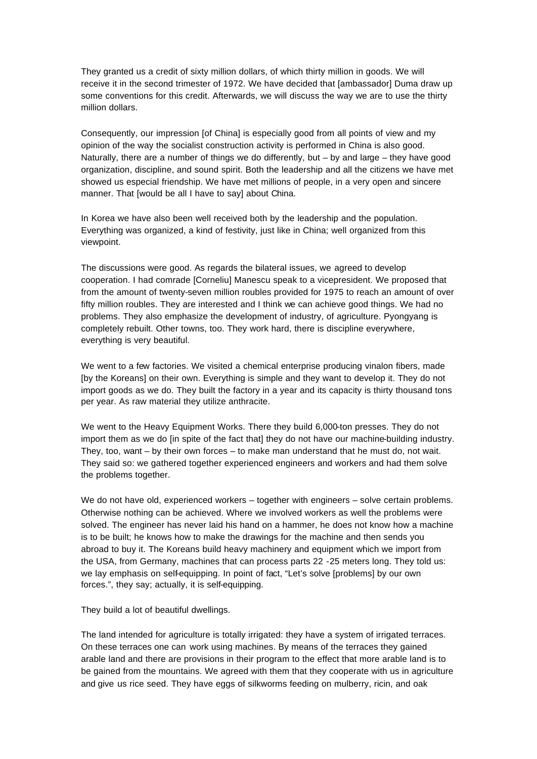They granted us a credit of sixty million dollars, of which thirty million in goods. We will receive it in the second trimester of 1972. We have decided that [ambassador] Duma draw up some conventions for this credit. Afterwards, we will discuss the way we are to use the thirty million dollars.

Consequently, our impression [of China] is especially good from all points of view and my opinion of the way the socialist construction activity is performed in China is also good. Naturally, there are a number of things we do differently, but – by and large – they have good organization, discipline, and sound spirit. Both the leadership and all the citizens we have met showed us especial friendship. We have met millions of people, in a very open and sincere manner. That [would be all I have to say] about China.

In Korea we have also been well received both by the leadership and the population. Everything was organized, a kind of festivity, just like in China; well organized from this viewpoint.

The discussions were good. As regards the bilateral issues, we agreed to develop cooperation. I had comrade [Corneliu] Manescu speak to a vicepresident. We proposed that from the amount of twenty-seven million roubles provided for 1975 to reach an amount of over fifty million roubles. They are interested and I think we can achieve good things. We had no problems. They also emphasize the development of industry, of agriculture. Pyongyang is completely rebuilt. Other towns, too. They work hard, there is discipline everywhere, everything is very beautiful.

We went to a few factories. We visited a chemical enterprise producing vinalon fibers, made [by the Koreans] on their own. Everything is simple and they want to develop it. They do not import goods as we do. They built the factory in a year and its capacity is thirty thousand tons per year. As raw material they utilize anthracite.

We went to the Heavy Equipment Works. There they build 6,000-ton presses. They do not import them as we do [in spite of the fact that] they do not have our machine-building industry. They, too, want – by their own forces – to make man understand that he must do, not wait. They said so: we gathered together experienced engineers and workers and had them solve the problems together.

We do not have old, experienced workers – together with engineers – solve certain problems. Otherwise nothing can be achieved. Where we involved workers as well the problems were solved. The engineer has never laid his hand on a hammer, he does not know how a machine is to be built; he knows how to make the drawings for the machine and then sends you abroad to buy it. The Koreans build heavy machinery and equipment which we import from the USA, from Germany, machines that can process parts 22 -25 meters long. They told us: we lay emphasis on self-equipping. In point of fact, "Let's solve [problems] by our own forces.", they say; actually, it is self-equipping.

They build a lot of beautiful dwellings.

The land intended for agriculture is totally irrigated: they have a system of irrigated terraces. On these terraces one can work using machines. By means of the terraces they gained arable land and there are provisions in their program to the effect that more arable land is to be gained from the mountains. We agreed with them that they cooperate with us in agriculture and give us rice seed. They have eggs of silkworms feeding on mulberry, ricin, and oak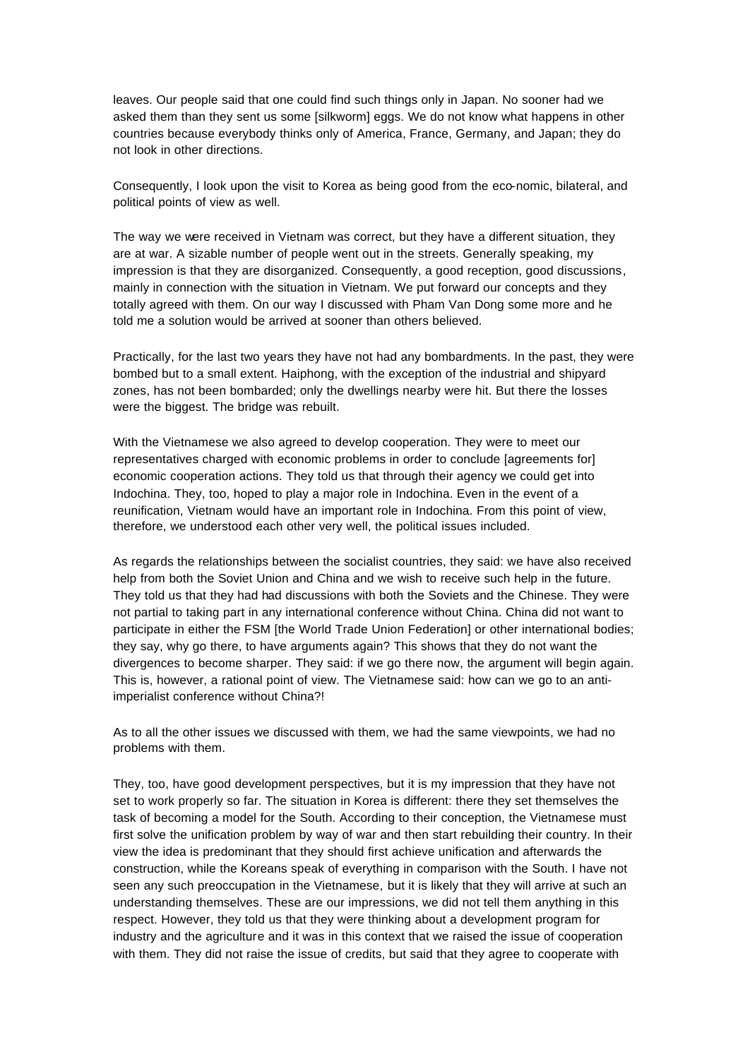leaves. Our people said that one could find such things only in Japan. No sooner had we asked them than they sent us some [silkworm] eggs. We do not know what happens in other countries because everybody thinks only of America, France, Germany, and Japan; they do not look in other directions.

Consequently, I look upon the visit to Korea as being good from the eco-nomic, bilateral, and political points of view as well.

The way we were received in Vietnam was correct, but they have a different situation, they are at war. A sizable number of people went out in the streets. Generally speaking, my impression is that they are disorganized. Consequently, a good reception, good discussions, mainly in connection with the situation in Vietnam. We put forward our concepts and they totally agreed with them. On our way I discussed with Pham Van Dong some more and he told me a solution would be arrived at sooner than others believed.

Practically, for the last two years they have not had any bombardments. In the past, they were bombed but to a small extent. Haiphong, with the exception of the industrial and shipyard zones, has not been bombarded; only the dwellings nearby were hit. But there the losses were the biggest. The bridge was rebuilt.

With the Vietnamese we also agreed to develop cooperation. They were to meet our representatives charged with economic problems in order to conclude [agreements for] economic cooperation actions. They told us that through their agency we could get into Indochina. They, too, hoped to play a major role in Indochina. Even in the event of a reunification, Vietnam would have an important role in Indochina. From this point of view, therefore, we understood each other very well, the political issues included.

As regards the relationships between the socialist countries, they said: we have also received help from both the Soviet Union and China and we wish to receive such help in the future. They told us that they had had discussions with both the Soviets and the Chinese. They were not partial to taking part in any international conference without China. China did not want to participate in either the FSM [the World Trade Union Federation] or other international bodies; they say, why go there, to have arguments again? This shows that they do not want the divergences to become sharper. They said: if we go there now, the argument will begin again. This is, however, a rational point of view. The Vietnamese said: how can we go to an anti-imperialist conference without China?!

As to all the other issues we discussed with them, we had the same viewpoints, we had no problems with them.

They, too, have good development perspectives, but it is my impression that they have not set to work properly so far. The situation in Korea is different: there they set themselves the task of becoming a model for the South. According to their conception, the Vietnamese must first solve the unification problem by way of war and then start rebuilding their country. In their view the idea is predominant that they should first achieve unification and afterwards the construction, while the Koreans speak of everything in comparison with the South. I have not seen any such preoccupation in the Vietnamese, but it is likely that they will arrive at such an understanding themselves. These are our impressions, we did not tell them anything in this respect. However, they told us that they were thinking about a development program for industry and the agriculture and it was in this context that we raised the issue of cooperation with them. They did not raise the issue of credits, but said that they agree to cooperate with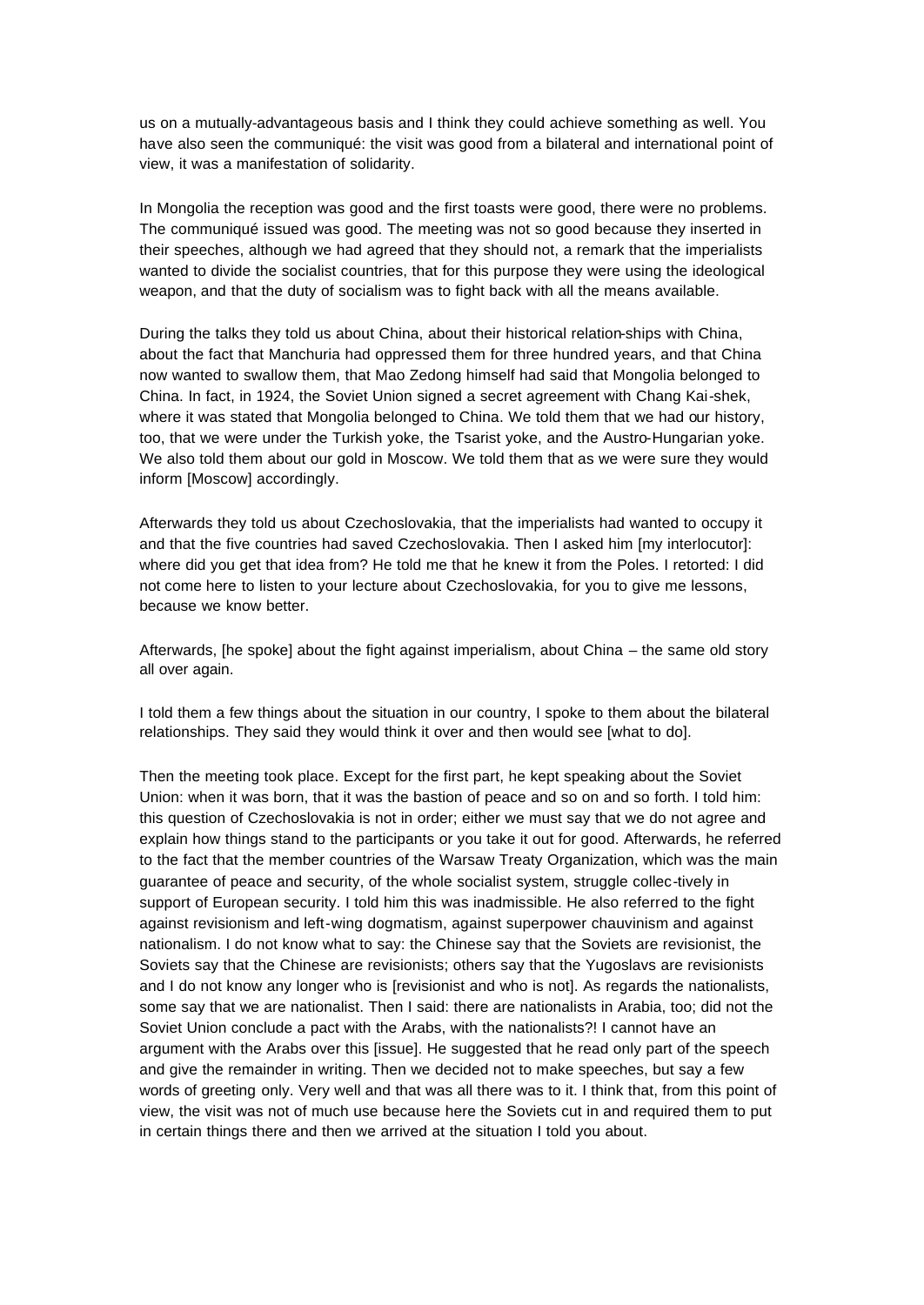us on a mutually-advantageous basis and I think they could achieve something as well. You have also seen the communiqué: the visit was good from a bilateral and international point of view, it was a manifestation of solidarity.

In Mongolia the reception was good and the first toasts were good, there were no problems. The communiqué issued was good. The meeting was not so good because they inserted in their speeches, although we had agreed that they should not, a remark that the imperialists wanted to divide the socialist countries, that for this purpose they were using the ideological weapon, and that the duty of socialism was to fight back with all the means available.

During the talks they told us about China, about their historical relation-ships with China, about the fact that Manchuria had oppressed them for three hundred years, and that China now wanted to swallow them, that Mao Zedong himself had said that Mongolia belonged to China. In fact, in 1924, the Soviet Union signed a secret agreement with Chang Kai-shek, where it was stated that Mongolia belonged to China. We told them that we had our history, too, that we were under the Turkish yoke, the Tsarist yoke, and the Austro-Hungarian yoke. We also told them about our gold in Moscow. We told them that as we were sure they would inform [Moscow] accordingly.

Afterwards they told us about Czechoslovakia, that the imperialists had wanted to occupy it and that the five countries had saved Czechoslovakia. Then I asked him [my interlocutor]: where did you get that idea from? He told me that he knew it from the Poles. I retorted: I did not come here to listen to your lecture about Czechoslovakia, for you to give me lessons, because we know better.

Afterwards, [he spoke] about the fight against imperialism, about China – the same old story all over again.

I told them a few things about the situation in our country, I spoke to them about the bilateral relationships. They said they would think it over and then would see [what to do].

Then the meeting took place. Except for the first part, he kept speaking about the Soviet Union: when it was born, that it was the bastion of peace and so on and so forth. I told him: this question of Czechoslovakia is not in order; either we must say that we do not agree and explain how things stand to the participants or you take it out for good. Afterwards, he referred to the fact that the member countries of the Warsaw Treaty Organization, which was the main guarantee of peace and security, of the whole socialist system, struggle collec-tively in support of European security. I told him this was inadmissible. He also referred to the fight against revisionism and left-wing dogmatism, against superpower chauvinism and against nationalism. I do not know what to say: the Chinese say that the Soviets are revisionist, the Soviets say that the Chinese are revisionists; others say that the Yugoslavs are revisionists and I do not know any longer who is [revisionist and who is not]. As regards the nationalists, some say that we are nationalist. Then I said: there are nationalists in Arabia, too; did not the Soviet Union conclude a pact with the Arabs, with the nationalists?! I cannot have an argument with the Arabs over this [issue]. He suggested that he read only part of the speech and give the remainder in writing. Then we decided not to make speeches, but say a few words of greeting only. Very well and that was all there was to it. I think that, from this point of view, the visit was not of much use because here the Soviets cut in and required them to put in certain things there and then we arrived at the situation I told you about.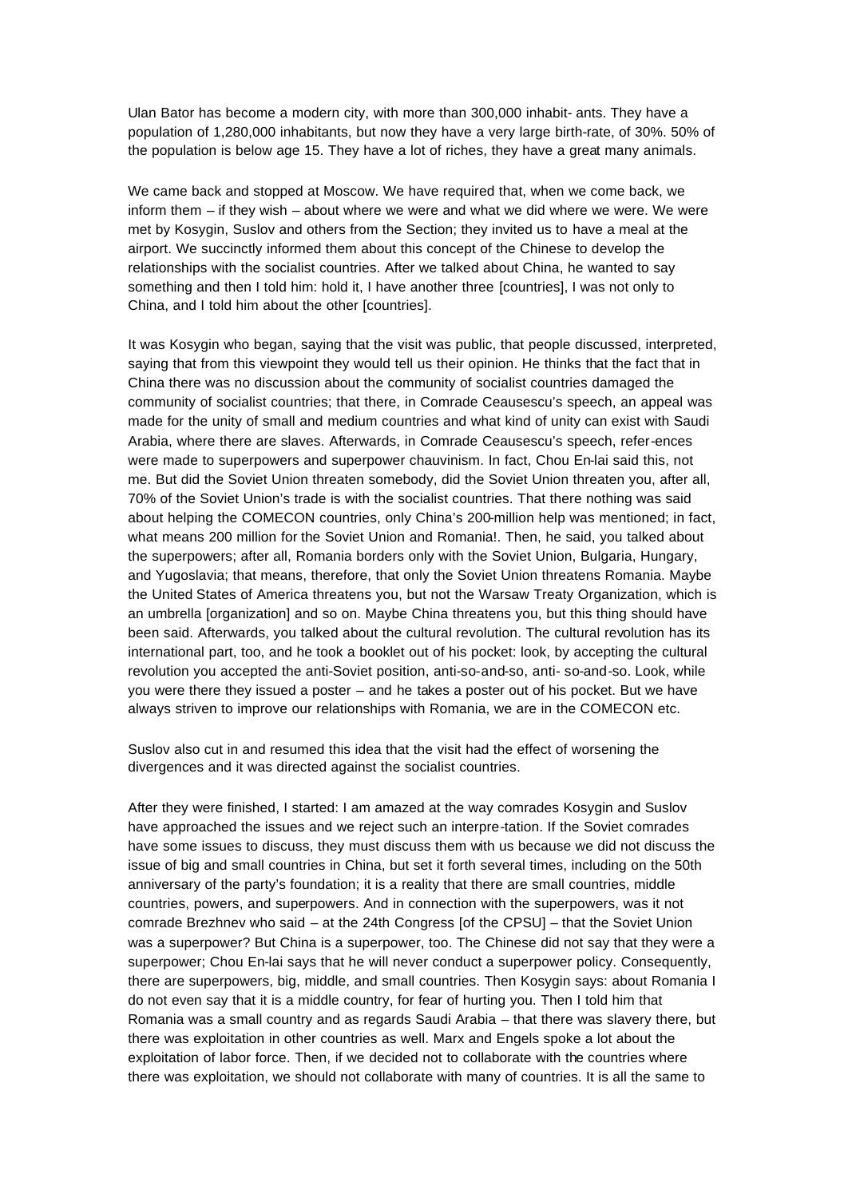Ulan Bator has become a modern city, with more than 300,000 inhabit- ants. They have a population of 1,280,000 inhabitants, but now they have a very large birth-rate, of 30%. 50% of the population is below age 15. They have a lot of riches, they have a great many animals.

We came back and stopped at Moscow. We have required that, when we come back, we inform them – if they wish – about where we were and what we did where we were. We were met by Kosygin, Suslov and others from the Section; they invited us to have a meal at the airport. We succinctly informed them about this concept of the Chinese to develop the relationships with the socialist countries. After we talked about China, he wanted to say something and then I told him: hold it, I have another three [countries], I was not only to China, and I told him about the other [countries].

It was Kosygin who began, saying that the visit was public, that people discussed, interpreted, saying that from this viewpoint they would tell us their opinion. He thinks that the fact that in China there was no discussion about the community of socialist countries damaged the community of socialist countries; that there, in Comrade Ceausescu's speech, an appeal was made for the unity of small and medium countries and what kind of unity can exist with Saudi Arabia, where there are slaves. Afterwards, in Comrade Ceausescu's speech, refer-ences were made to superpowers and superpower chauvinism. In fact, Chou En-lai said this, not me. But did the Soviet Union threaten somebody, did the Soviet Union threaten you, after all, 70% of the Soviet Union's trade is with the socialist countries. That there nothing was said about helping the COMECON countries, only China's 200-million help was mentioned; in fact, what means 200 million for the Soviet Union and Romania!. Then, he said, you talked about the superpowers; after all, Romania borders only with the Soviet Union, Bulgaria, Hungary, and Yugoslavia; that means, therefore, that only the Soviet Union threatens Romania. Maybe the United States of America threatens you, but not the Warsaw Treaty Organization, which is an umbrella [organization] and so on. Maybe China threatens you, but this thing should have been said. Afterwards, you talked about the cultural revolution. The cultural revolution has its international part, too, and he took a booklet out of his pocket: look, by accepting the cultural revolution you accepted the anti-Soviet position, anti-so-and-so, anti- so-and-so. Look, while you were there they issued a poster – and he takes a poster out of his pocket. But we have always striven to improve our relationships with Romania, we are in the COMECON etc.

Suslov also cut in and resumed this idea that the visit had the effect of worsening the divergences and it was directed against the socialist countries.

After they were finished, I started: I am amazed at the way comrades Kosygin and Suslov have approached the issues and we reject such an interpre-tation. If the Soviet comrades have some issues to discuss, they must discuss them with us because we did not discuss the issue of big and small countries in China, but set it forth several times, including on the 50th anniversary of the party's foundation; it is a reality that there are small countries, middle countries, powers, and superpowers. And in connection with the superpowers, was it not comrade Brezhnev who said – at the 24th Congress [of the CPSU] – that the Soviet Union was a superpower? But China is a superpower, too. The Chinese did not say that they were a superpower; Chou En-lai says that he will never conduct a superpower policy. Consequently, there are superpowers, big, middle, and small countries. Then Kosygin says: about Romania I do not even say that it is a middle country, for fear of hurting you. Then I told him that Romania was a small country and as regards Saudi Arabia – that there was slavery there, but there was exploitation in other countries as well. Marx and Engels spoke a lot about the exploitation of labor force. Then, if we decided not to collaborate with the countries where there was exploitation, we should not collaborate with many of countries. It is all the same to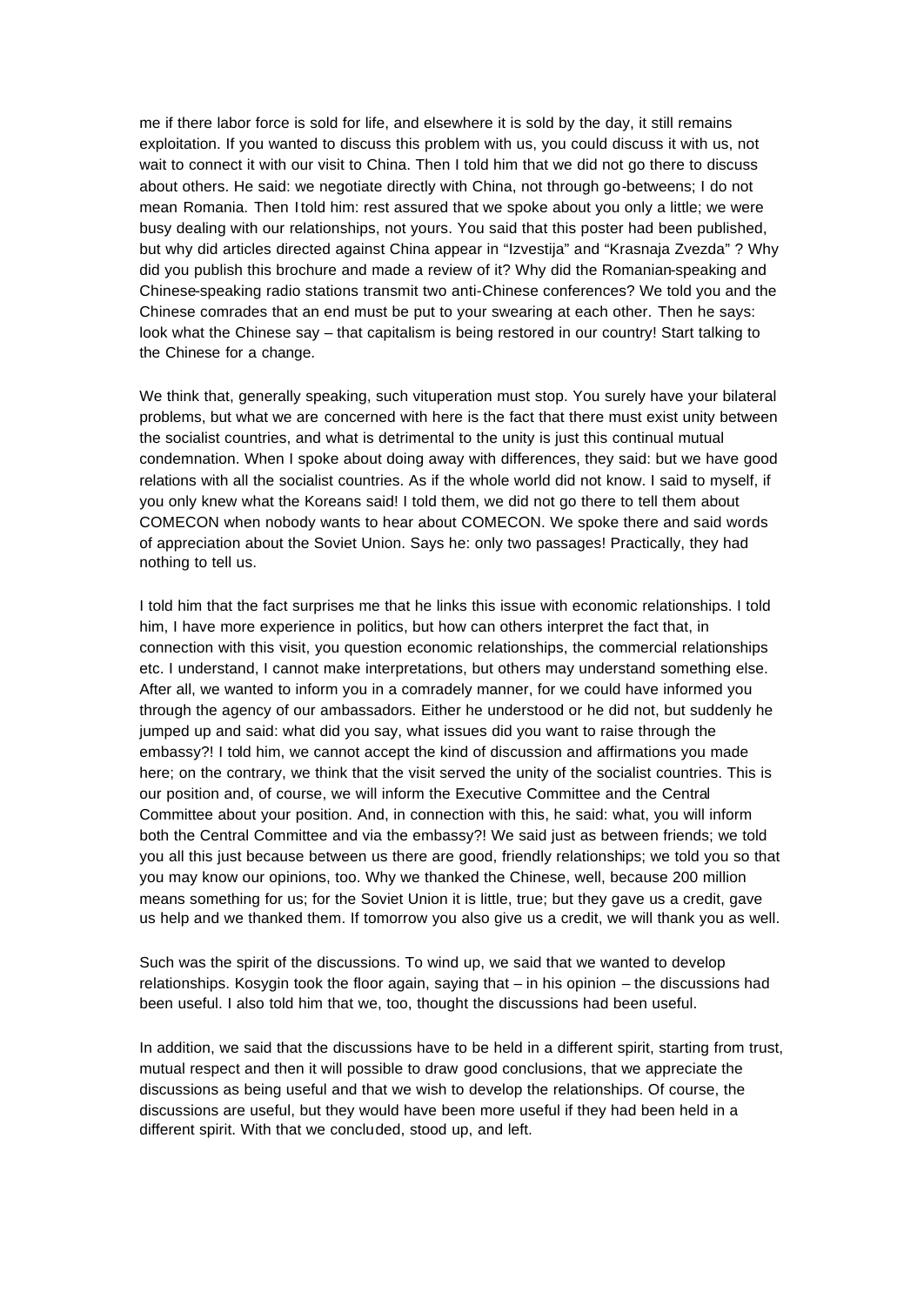me if there labor force is sold for life, and elsewhere it is sold by the day, it still remains exploitation. If you wanted to discuss this problem with us, you could discuss it with us, not wait to connect it with our visit to China. Then I told him that we did not go there to discuss about others. He said: we negotiate directly with China, not through go-betweens; I do not mean Romania. Then I told him: rest assured that we spoke about you only a little; we were busy dealing with our relationships, not yours. You said that this poster had been published, but why did articles directed against China appear in "Izvestija" and "Krasnaja Zvezda" ? Why did you publish this brochure and made a review of it? Why did the Romanian-speaking and Chinese-speaking radio stations transmit two anti-Chinese conferences? We told you and the Chinese comrades that an end must be put to your swearing at each other. Then he says: look what the Chinese say – that capitalism is being restored in our country! Start talking to the Chinese for a change.

We think that, generally speaking, such vituperation must stop. You surely have your bilateral problems, but what we are concerned with here is the fact that there must exist unity between the socialist countries, and what is detrimental to the unity is just this continual mutual condemnation. When I spoke about doing away with differences, they said: but we have good relations with all the socialist countries. As if the whole world did not know. I said to myself, if you only knew what the Koreans said! I told them, we did not go there to tell them about COMECON when nobody wants to hear about COMECON. We spoke there and said words of appreciation about the Soviet Union. Says he: only two passages! Practically, they had nothing to tell us.

I told him that the fact surprises me that he links this issue with economic relationships. I told him, I have more experience in politics, but how can others interpret the fact that, in connection with this visit, you question economic relationships, the commercial relationships etc. I understand, I cannot make interpretations, but others may understand something else. After all, we wanted to inform you in a comradely manner, for we could have informed you through the agency of our ambassadors. Either he understood or he did not, but suddenly he jumped up and said: what did you say, what issues did you want to raise through the embassy?! I told him, we cannot accept the kind of discussion and affirmations you made here; on the contrary, we think that the visit served the unity of the socialist countries. This is our position and, of course, we will inform the Executive Committee and the Central Committee about your position. And, in connection with this, he said: what, you will inform both the Central Committee and via the embassy?! We said just as between friends; we told you all this just because between us there are good, friendly relationships; we told you so that you may know our opinions, too. Why we thanked the Chinese, well, because 200 million means something for us; for the Soviet Union it is little, true; but they gave us a credit, gave us help and we thanked them. If tomorrow you also give us a credit, we will thank you as well.

Such was the spirit of the discussions. To wind up, we said that we wanted to develop relationships. Kosygin took the floor again, saying that – in his opinion – the discussions had been useful. I also told him that we, too, thought the discussions had been useful.

In addition, we said that the discussions have to be held in a different spirit, starting from trust, mutual respect and then it will possible to draw good conclusions, that we appreciate the discussions as being useful and that we wish to develop the relationships. Of course, the discussions are useful, but they would have been more useful if they had been held in a different spirit. With that we concluded, stood up, and left.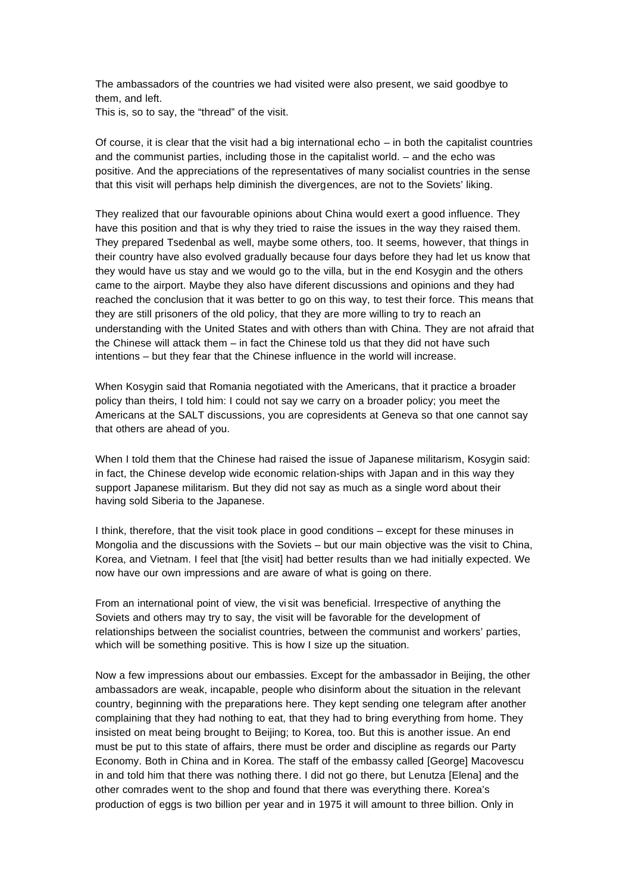The ambassadors of the countries we had visited were also present, we said goodbye to them, and left.
This is, so to say, the "thread" of the visit.

Of course, it is clear that the visit had a big international echo – in both the capitalist countries and the communist parties, including those in the capitalist world. – and the echo was positive. And the appreciations of the representatives of many socialist countries in the sense that this visit will perhaps help diminish the divergences, are not to the Soviets' liking.

They realized that our favourable opinions about China would exert a good influence. They have this position and that is why they tried to raise the issues in the way they raised them. They prepared Tsedenbal as well, maybe some others, too. It seems, however, that things in their country have also evolved gradually because four days before they had let us know that they would have us stay and we would go to the villa, but in the end Kosygin and the others came to the airport. Maybe they also have diferent discussions and opinions and they had reached the conclusion that it was better to go on this way, to test their force. This means that they are still prisoners of the old policy, that they are more willing to try to reach an understanding with the United States and with others than with China. They are not afraid that the Chinese will attack them – in fact the Chinese told us that they did not have such intentions – but they fear that the Chinese influence in the world will increase.

When Kosygin said that Romania negotiated with the Americans, that it practice a broader policy than theirs, I told him: I could not say we carry on a broader policy; you meet the Americans at the SALT discussions, you are copresidents at Geneva so that one cannot say that others are ahead of you.

When I told them that the Chinese had raised the issue of Japanese militarism, Kosygin said: in fact, the Chinese develop wide economic relation-ships with Japan and in this way they support Japanese militarism. But they did not say as much as a single word about their having sold Siberia to the Japanese.

I think, therefore, that the visit took place in good conditions – except for these minuses in Mongolia and the discussions with the Soviets – but our main objective was the visit to China, Korea, and Vietnam. I feel that [the visit] had better results than we had initially expected. We now have our own impressions and are aware of what is going on there.

From an international point of view, the visit was beneficial. Irrespective of anything the Soviets and others may try to say, the visit will be favorable for the development of relationships between the socialist countries, between the communist and workers' parties, which will be something positive. This is how I size up the situation.

Now a few impressions about our embassies. Except for the ambassador in Beijing, the other ambassadors are weak, incapable, people who disinform about the situation in the relevant country, beginning with the preparations here. They kept sending one telegram after another complaining that they had nothing to eat, that they had to bring everything from home. They insisted on meat being brought to Beijing; to Korea, too. But this is another issue. An end must be put to this state of affairs, there must be order and discipline as regards our Party Economy. Both in China and in Korea. The staff of the embassy called [George] Macovescu in and told him that there was nothing there. I did not go there, but Lenutza [Elena] and the other comrades went to the shop and found that there was everything there. Korea's production of eggs is two billion per year and in 1975 it will amount to three billion. Only in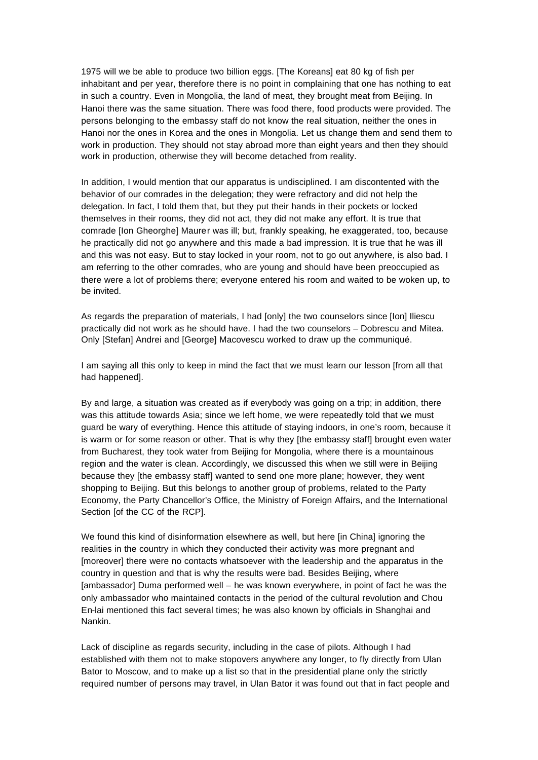1975 will we be able to produce two billion eggs. [The Koreans] eat 80 kg of fish per inhabitant and per year, therefore there is no point in complaining that one has nothing to eat in such a country. Even in Mongolia, the land of meat, they brought meat from Beijing. In Hanoi there was the same situation. There was food there, food products were provided. The persons belonging to the embassy staff do not know the real situation, neither the ones in Hanoi nor the ones in Korea and the ones in Mongolia. Let us change them and send them to work in production. They should not stay abroad more than eight years and then they should work in production, otherwise they will become detached from reality.

In addition, I would mention that our apparatus is undisciplined. I am discontented with the behavior of our comrades in the delegation; they were refractory and did not help the delegation. In fact, I told them that, but they put their hands in their pockets or locked themselves in their rooms, they did not act, they did not make any effort. It is true that comrade [Ion Gheorghe] Maurer was ill; but, frankly speaking, he exaggerated, too, because he practically did not go anywhere and this made a bad impression. It is true that he was ill and this was not easy. But to stay locked in your room, not to go out anywhere, is also bad. I am referring to the other comrades, who are young and should have been preoccupied as there were a lot of problems there; everyone entered his room and waited to be woken up, to be invited.

As regards the preparation of materials, I had [only] the two counselors since [Ion] Iliescu practically did not work as he should have. I had the two counselors – Dobrescu and Mitea. Only [Stefan] Andrei and [George] Macovescu worked to draw up the communiqué.

I am saying all this only to keep in mind the fact that we must learn our lesson [from all that had happened].

By and large, a situation was created as if everybody was going on a trip; in addition, there was this attitude towards Asia; since we left home, we were repeatedly told that we must guard be wary of everything. Hence this attitude of staying indoors, in one's room, because it is warm or for some reason or other. That is why they [the embassy staff] brought even water from Bucharest, they took water from Beijing for Mongolia, where there is a mountainous region and the water is clean. Accordingly, we discussed this when we still were in Beijing because they [the embassy staff] wanted to send one more plane; however, they went shopping to Beijing. But this belongs to another group of problems, related to the Party Economy, the Party Chancellor's Office, the Ministry of Foreign Affairs, and the International Section [of the CC of the RCP].

We found this kind of disinformation elsewhere as well, but here [in China] ignoring the realities in the country in which they conducted their activity was more pregnant and [moreover] there were no contacts whatsoever with the leadership and the apparatus in the country in question and that is why the results were bad. Besides Beijing, where [ambassador] Duma performed well – he was known everywhere, in point of fact he was the only ambassador who maintained contacts in the period of the cultural revolution and Chou En-lai mentioned this fact several times; he was also known by officials in Shanghai and Nankin.

Lack of discipline as regards security, including in the case of pilots. Although I had established with them not to make stopovers anywhere any longer, to fly directly from Ulan Bator to Moscow, and to make up a list so that in the presidential plane only the strictly required number of persons may travel, in Ulan Bator it was found out that in fact people and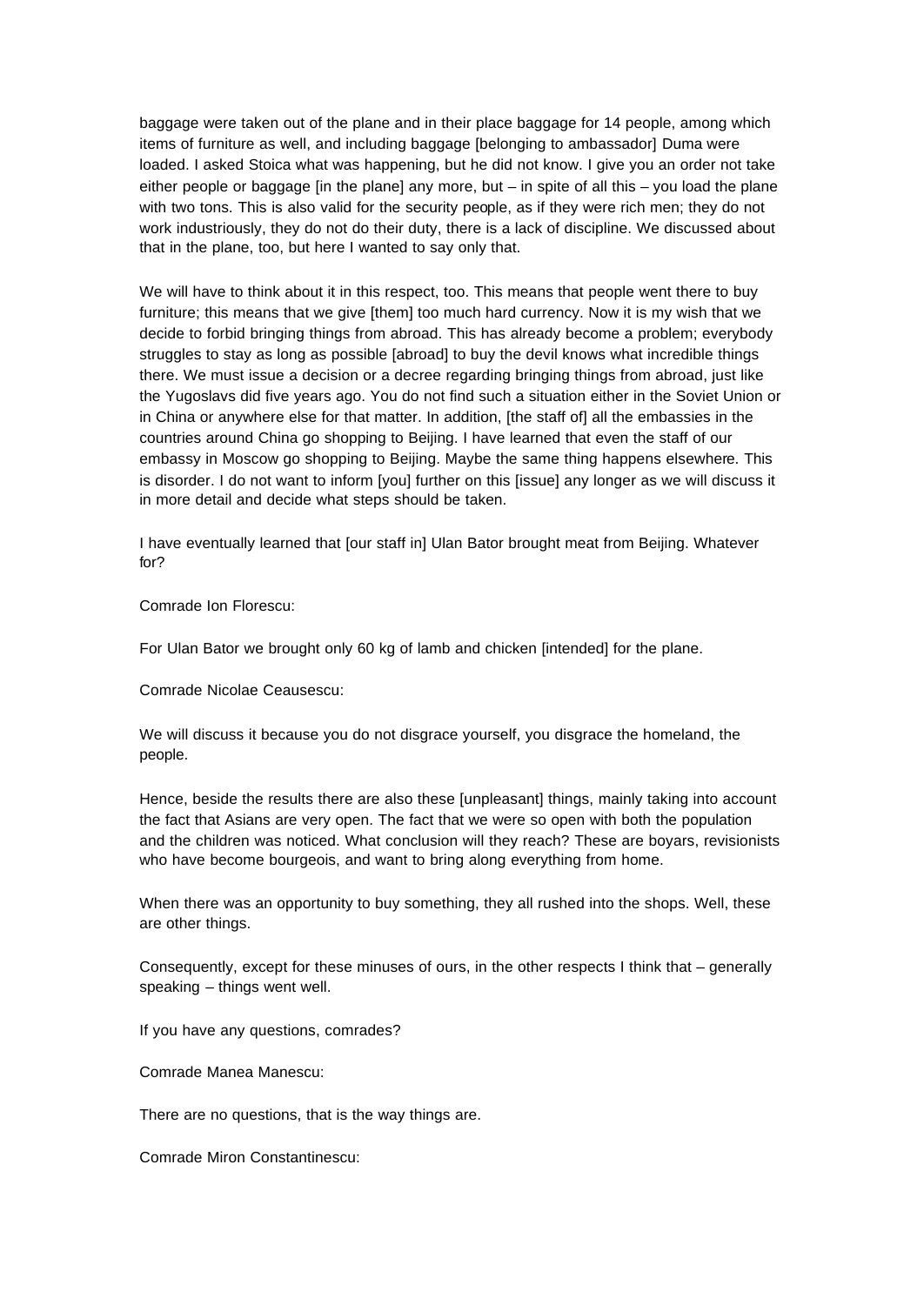baggage were taken out of the plane and in their place baggage for 14 people, among which items of furniture as well, and including baggage [belonging to ambassador] Duma were loaded. I asked Stoica what was happening, but he did not know. I give you an order not take either people or baggage [in the plane] any more, but – in spite of all this – you load the plane with two tons. This is also valid for the security people, as if they were rich men; they do not work industriously, they do not do their duty, there is a lack of discipline. We discussed about that in the plane, too, but here I wanted to say only that.

We will have to think about it in this respect, too. This means that people went there to buy furniture; this means that we give [them] too much hard currency. Now it is my wish that we decide to forbid bringing things from abroad. This has already become a problem; everybody struggles to stay as long as possible [abroad] to buy the devil knows what incredible things there. We must issue a decision or a decree regarding bringing things from abroad, just like the Yugoslavs did five years ago. You do not find such a situation either in the Soviet Union or in China or anywhere else for that matter. In addition, [the staff of] all the embassies in the countries around China go shopping to Beijing. I have learned that even the staff of our embassy in Moscow go shopping to Beijing. Maybe the same thing happens elsewhere. This is disorder. I do not want to inform [you] further on this [issue] any longer as we will discuss it in more detail and decide what steps should be taken.

I have eventually learned that [our staff in] Ulan Bator brought meat from Beijing. Whatever for?

Comrade Ion Florescu:

For Ulan Bator we brought only 60 kg of lamb and chicken [intended] for the plane.

Comrade Nicolae Ceausescu:

We will discuss it because you do not disgrace yourself, you disgrace the homeland, the people.

Hence, beside the results there are also these [unpleasant] things, mainly taking into account the fact that Asians are very open. The fact that we were so open with both the population and the children was noticed. What conclusion will they reach? These are boyars, revisionists who have become bourgeois, and want to bring along everything from home.

When there was an opportunity to buy something, they all rushed into the shops. Well, these are other things.

Consequently, except for these minuses of ours, in the other respects I think that – generally speaking – things went well.

If you have any questions, comrades?

Comrade Manea Manescu:

There are no questions, that is the way things are.

Comrade Miron Constantinescu: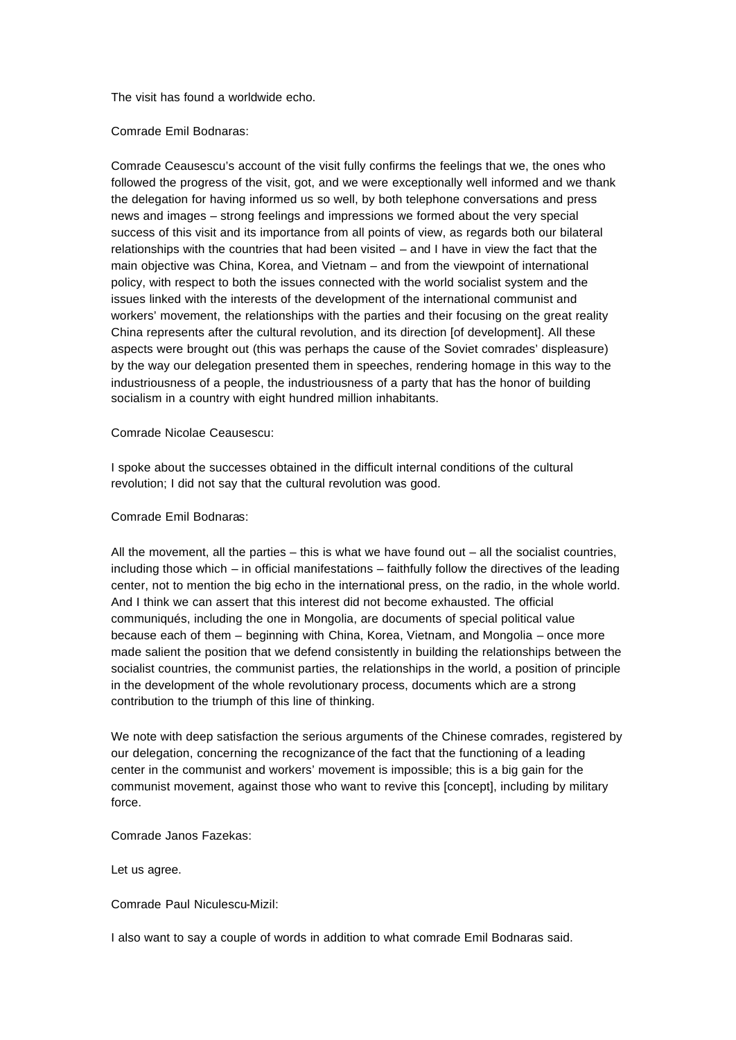The visit has found a worldwide echo.

Comrade Emil Bodnaras:

Comrade Ceausescu's account of the visit fully confirms the feelings that we, the ones who followed the progress of the visit, got, and we were exceptionally well informed and we thank the delegation for having informed us so well, by both telephone conversations and press news and images – strong feelings and impressions we formed about the very special success of this visit and its importance from all points of view, as regards both our bilateral relationships with the countries that had been visited – and I have in view the fact that the main objective was China, Korea, and Vietnam – and from the viewpoint of international policy, with respect to both the issues connected with the world socialist system and the issues linked with the interests of the development of the international communist and workers' movement, the relationships with the parties and their focusing on the great reality China represents after the cultural revolution, and its direction [of development]. All these aspects were brought out (this was perhaps the cause of the Soviet comrades' displeasure) by the way our delegation presented them in speeches, rendering homage in this way to the industriousness of a people, the industriousness of a party that has the honor of building socialism in a country with eight hundred million inhabitants.

Comrade Nicolae Ceausescu:

I spoke about the successes obtained in the difficult internal conditions of the cultural revolution; I did not say that the cultural revolution was good.

Comrade Emil Bodnaras:

All the movement, all the parties – this is what we have found out – all the socialist countries, including those which – in official manifestations – faithfully follow the directives of the leading center, not to mention the big echo in the international press, on the radio, in the whole world. And I think we can assert that this interest did not become exhausted. The official communiqués, including the one in Mongolia, are documents of special political value because each of them – beginning with China, Korea, Vietnam, and Mongolia – once more made salient the position that we defend consistently in building the relationships between the socialist countries, the communist parties, the relationships in the world, a position of principle in the development of the whole revolutionary process, documents which are a strong contribution to the triumph of this line of thinking.

We note with deep satisfaction the serious arguments of the Chinese comrades, registered by our delegation, concerning the recognizance of the fact that the functioning of a leading center in the communist and workers' movement is impossible; this is a big gain for the communist movement, against those who want to revive this [concept], including by military force.

Comrade Janos Fazekas:

Let us agree.

Comrade Paul Niculescu-Mizil:

I also want to say a couple of words in addition to what comrade Emil Bodnaras said.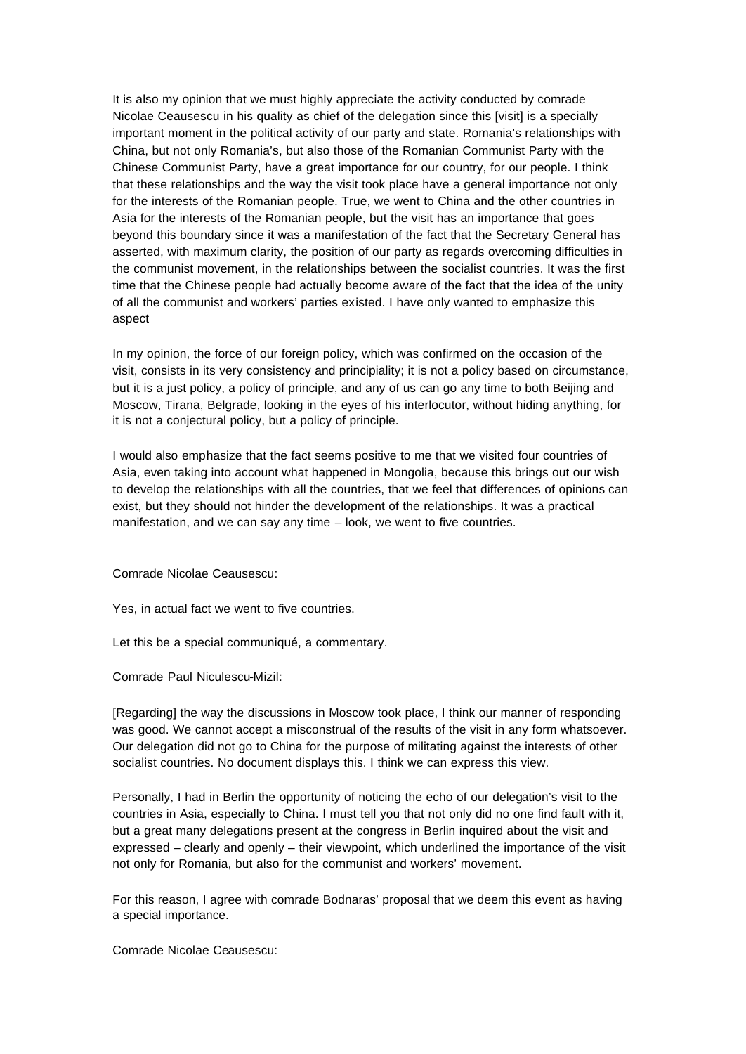It is also my opinion that we must highly appreciate the activity conducted by comrade Nicolae Ceausescu in his quality as chief of the delegation since this [visit] is a specially important moment in the political activity of our party and state. Romania's relationships with China, but not only Romania's, but also those of the Romanian Communist Party with the Chinese Communist Party, have a great importance for our country, for our people. I think that these relationships and the way the visit took place have a general importance not only for the interests of the Romanian people. True, we went to China and the other countries in Asia for the interests of the Romanian people, but the visit has an importance that goes beyond this boundary since it was a manifestation of the fact that the Secretary General has asserted, with maximum clarity, the position of our party as regards overcoming difficulties in the communist movement, in the relationships between the socialist countries. It was the first time that the Chinese people had actually become aware of the fact that the idea of the unity of all the communist and workers' parties existed. I have only wanted to emphasize this aspect

In my opinion, the force of our foreign policy, which was confirmed on the occasion of the visit, consists in its very consistency and principiality; it is not a policy based on circumstance, but it is a just policy, a policy of principle, and any of us can go any time to both Beijing and Moscow, Tirana, Belgrade, looking in the eyes of his interlocutor, without hiding anything, for it is not a conjectural policy, but a policy of principle.

I would also emphasize that the fact seems positive to me that we visited four countries of Asia, even taking into account what happened in Mongolia, because this brings out our wish to develop the relationships with all the countries, that we feel that differences of opinions can exist, but they should not hinder the development of the relationships. It was a practical manifestation, and we can say any time – look, we went to five countries.

Comrade Nicolae Ceausescu:

Yes, in actual fact we went to five countries.

Let this be a special communiqué, a commentary.

Comrade Paul Niculescu-Mizil:

[Regarding] the way the discussions in Moscow took place, I think our manner of responding was good. We cannot accept a misconstrual of the results of the visit in any form whatsoever. Our delegation did not go to China for the purpose of militating against the interests of other socialist countries. No document displays this. I think we can express this view.

Personally, I had in Berlin the opportunity of noticing the echo of our delegation's visit to the countries in Asia, especially to China. I must tell you that not only did no one find fault with it, but a great many delegations present at the congress in Berlin inquired about the visit and expressed – clearly and openly – their viewpoint, which underlined the importance of the visit not only for Romania, but also for the communist and workers' movement.

For this reason, I agree with comrade Bodnaras' proposal that we deem this event as having a special importance.

Comrade Nicolae Ceausescu: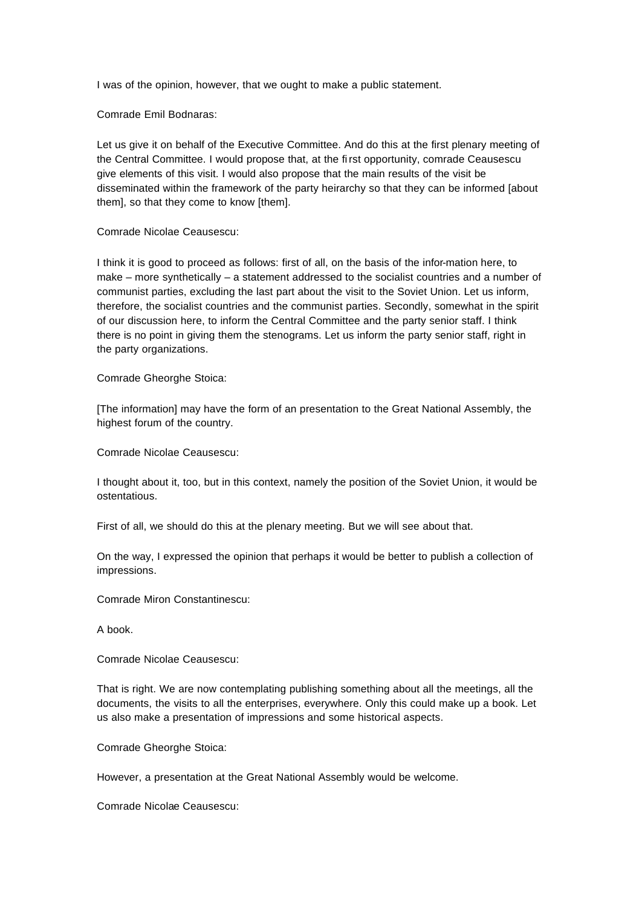I was of the opinion, however, that we ought to make a public statement.

Comrade Emil Bodnaras:

Let us give it on behalf of the Executive Committee. And do this at the first plenary meeting of the Central Committee. I would propose that, at the first opportunity, comrade Ceausescu give elements of this visit. I would also propose that the main results of the visit be disseminated within the framework of the party heirarchy so that they can be informed [about them], so that they come to know [them].

Comrade Nicolae Ceausescu:

I think it is good to proceed as follows: first of all, on the basis of the infor-mation here, to make – more synthetically – a statement addressed to the socialist countries and a number of communist parties, excluding the last part about the visit to the Soviet Union. Let us inform, therefore, the socialist countries and the communist parties. Secondly, somewhat in the spirit of our discussion here, to inform the Central Committee and the party senior staff. I think there is no point in giving them the stenograms. Let us inform the party senior staff, right in the party organizations.

Comrade Gheorghe Stoica:

[The information] may have the form of an presentation to the Great National Assembly, the highest forum of the country.

Comrade Nicolae Ceausescu:

I thought about it, too, but in this context, namely the position of the Soviet Union, it would be ostentatious.

First of all, we should do this at the plenary meeting. But we will see about that.

On the way, I expressed the opinion that perhaps it would be better to publish a collection of impressions.

Comrade Miron Constantinescu:

A book.

Comrade Nicolae Ceausescu:

That is right. We are now contemplating publishing something about all the meetings, all the documents, the visits to all the enterprises, everywhere. Only this could make up a book. Let us also make a presentation of impressions and some historical aspects.

Comrade Gheorghe Stoica:

However, a presentation at the Great National Assembly would be welcome.

Comrade Nicolae Ceausescu: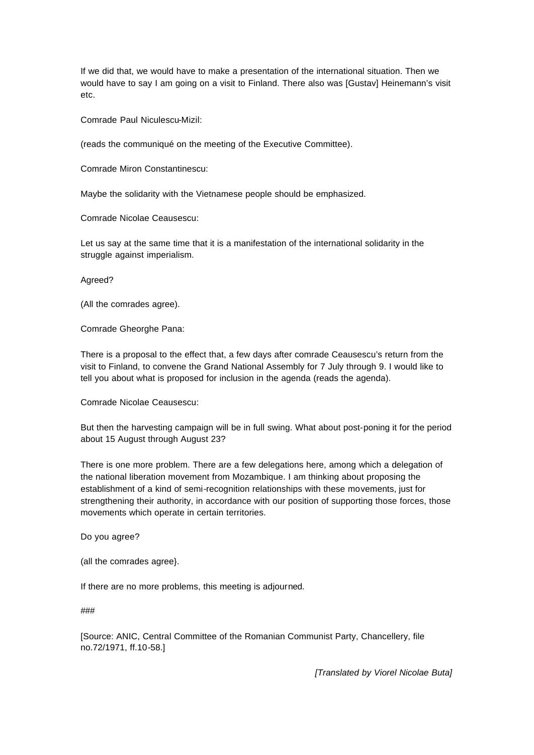If we did that, we would have to make a presentation of the international situation. Then we would have to say I am going on a visit to Finland. There also was [Gustav] Heinemann's visit etc.

Comrade Paul Niculescu-Mizil:

(reads the communiqué on the meeting of the Executive Committee).

Comrade Miron Constantinescu:

Maybe the solidarity with the Vietnamese people should be emphasized.

Comrade Nicolae Ceausescu:

Let us say at the same time that it is a manifestation of the international solidarity in the struggle against imperialism.

Agreed?

(All the comrades agree).

Comrade Gheorghe Pana:

There is a proposal to the effect that, a few days after comrade Ceausescu's return from the visit to Finland, to convene the Grand National Assembly for 7 July through 9. I would like to tell you about what is proposed for inclusion in the agenda (reads the agenda).

Comrade Nicolae Ceausescu:

But then the harvesting campaign will be in full swing. What about post-poning it for the period about 15 August through August 23?

There is one more problem. There are a few delegations here, among which a delegation of the national liberation movement from Mozambique. I am thinking about proposing the establishment of a kind of semi-recognition relationships with these movements, just for strengthening their authority, in accordance with our position of supporting those forces, those movements which operate in certain territories.

Do you agree?

(all the comrades agree}.

If there are no more problems, this meeting is adjourned.

###

[Source: ANIC, Central Committee of the Romanian Communist Party, Chancellery, file no.72/1971, ff.10-58.]

*[Translated by Viorel Nicolae Buta]*